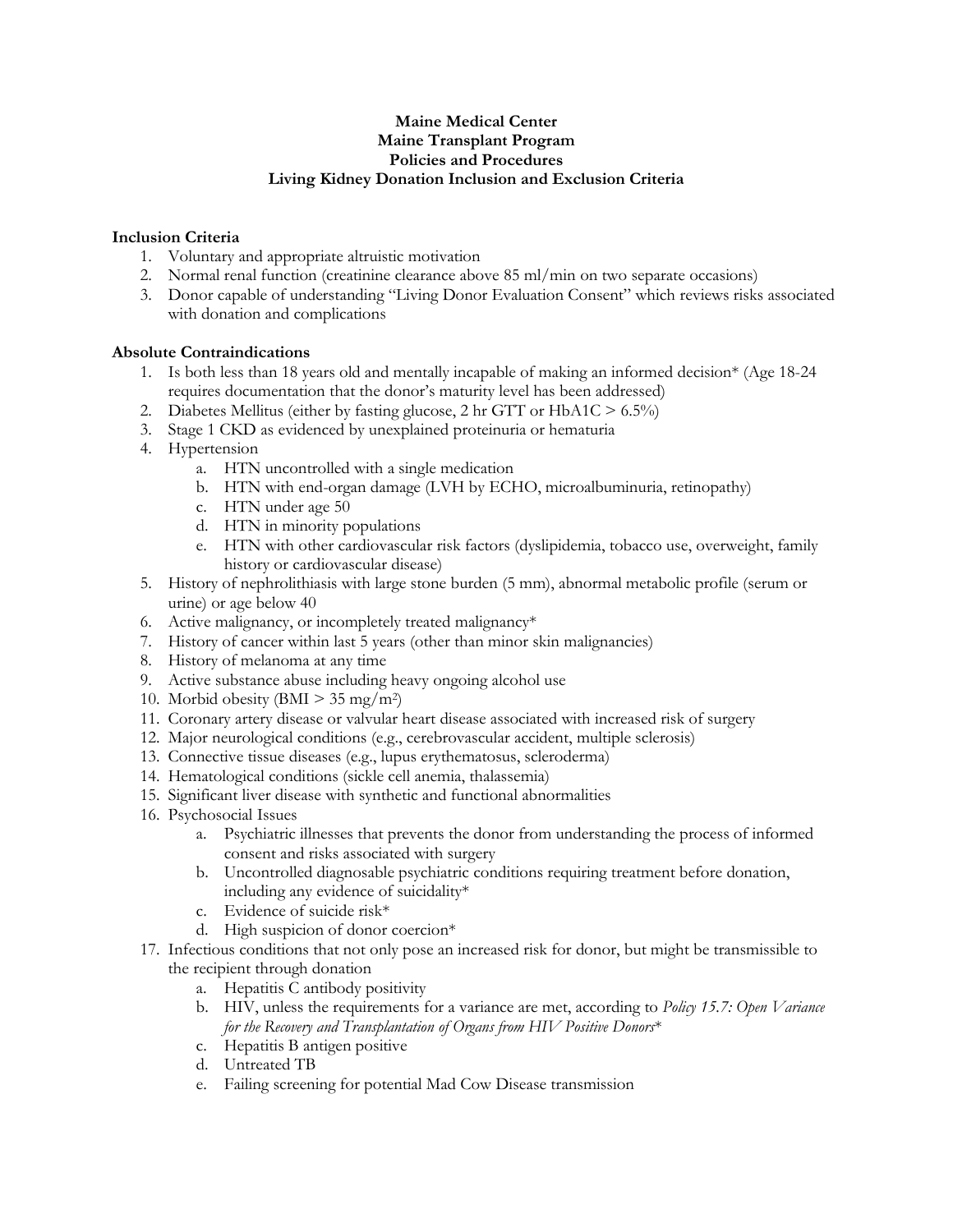**Maine Medical Center**
**Maine Transplant Program**
**Policies and Procedures**
**Living Kidney Donation Inclusion and Exclusion Criteria**

**Inclusion Criteria**

1. Voluntary and appropriate altruistic motivation
2. Normal renal function (creatinine clearance above 85 ml/min on two separate occasions)
3. Donor capable of understanding "Living Donor Evaluation Consent" which reviews risks associated with donation and complications

**Absolute Contraindications**

1. Is both less than 18 years old and mentally incapable of making an informed decision* (Age 18-24 requires documentation that the donor's maturity level has been addressed)
2. Diabetes Mellitus (either by fasting glucose, 2 hr GTT or HbA1C > 6.5%)
3. Stage 1 CKD as evidenced by unexplained proteinuria or hematuria
4. Hypertension
   a. HTN uncontrolled with a single medication
   b. HTN with end-organ damage (LVH by ECHO, microalbuminuria, retinopathy)
   c. HTN under age 50
   d. HTN in minority populations
   e. HTN with other cardiovascular risk factors (dyslipidemia, tobacco use, overweight, family history or cardiovascular disease)
5. History of nephrolithiasis with large stone burden (5 mm), abnormal metabolic profile (serum or urine) or age below 40
6. Active malignancy, or incompletely treated malignancy*
7. History of cancer within last 5 years (other than minor skin malignancies)
8. History of melanoma at any time
9. Active substance abuse including heavy ongoing alcohol use
10. Morbid obesity (BMI > 35 mg/m$^2$)
11. Coronary artery disease or valvular heart disease associated with increased risk of surgery
12. Major neurological conditions (e.g., cerebrovascular accident, multiple sclerosis)
13. Connective tissue diseases (e.g., lupus erythematosus, scleroderma)
14. Hematological conditions (sickle cell anemia, thalassemia)
15. Significant liver disease with synthetic and functional abnormalities
16. Psychosocial Issues
    a. Psychiatric illnesses that prevents the donor from understanding the process of informed consent and risks associated with surgery
    b. Uncontrolled diagnosable psychiatric conditions requiring treatment before donation, including any evidence of suicidality*
    c. Evidence of suicide risk*
    d. High suspicion of donor coercion*
17. Infectious conditions that not only pose an increased risk for donor, but might be transmissible to the recipient through donation
    a. Hepatitis C antibody positivity
    b. HIV, unless the requirements for a variance are met, according to *Policy 15.7: Open Variance for the Recovery and Transplantation of Organs from HIV Positive Donors**
    c. Hepatitis B antigen positive
    d. Untreated TB
    e. Failing screening for potential Mad Cow Disease transmission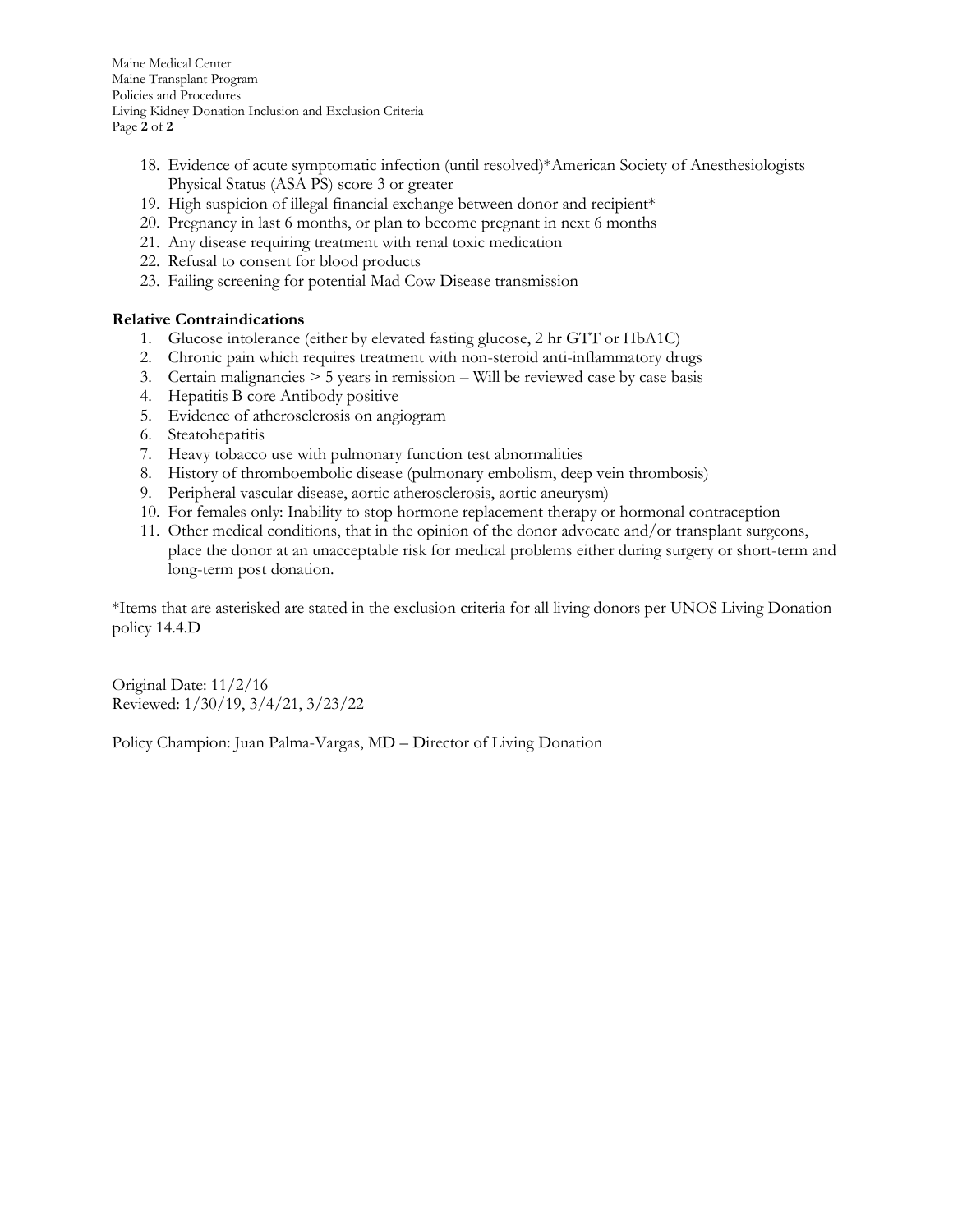18. Evidence of acute symptomatic infection (until resolved)*American Society of Anesthesiologists Physical Status (ASA PS) score 3 or greater
19. High suspicion of illegal financial exchange between donor and recipient*
20. Pregnancy in last 6 months, or plan to become pregnant in next 6 months
21. Any disease requiring treatment with renal toxic medication
22. Refusal to consent for blood products
23. Failing screening for potential Mad Cow Disease transmission

**Relative Contraindications**

1. Glucose intolerance (either by elevated fasting glucose, 2 hr GTT or HbA1C)
2. Chronic pain which requires treatment with non-steroid anti-inflammatory drugs
3. Certain malignancies > 5 years in remission – Will be reviewed case by case basis
4. Hepatitis B core Antibody positive
5. Evidence of atherosclerosis on angiogram
6. Steatohepatitis
7. Heavy tobacco use with pulmonary function test abnormalities
8. History of thromboembolic disease (pulmonary embolism, deep vein thrombosis)
9. Peripheral vascular disease, aortic atherosclerosis, aortic aneurysm)
10. For females only: Inability to stop hormone replacement therapy or hormonal contraception
11. Other medical conditions, that in the opinion of the donor advocate and/or transplant surgeons, place the donor at an unacceptable risk for medical problems either during surgery or short-term and long-term post donation.

*Items that are asterisked are stated in the exclusion criteria for all living donors per UNOS Living Donation policy 14.4.D

Original Date: 11/2/16
Reviewed: 1/30/19, 3/4/21, 3/23/22

Policy Champion: Juan Palma-Vargas, MD – Director of Living Donation